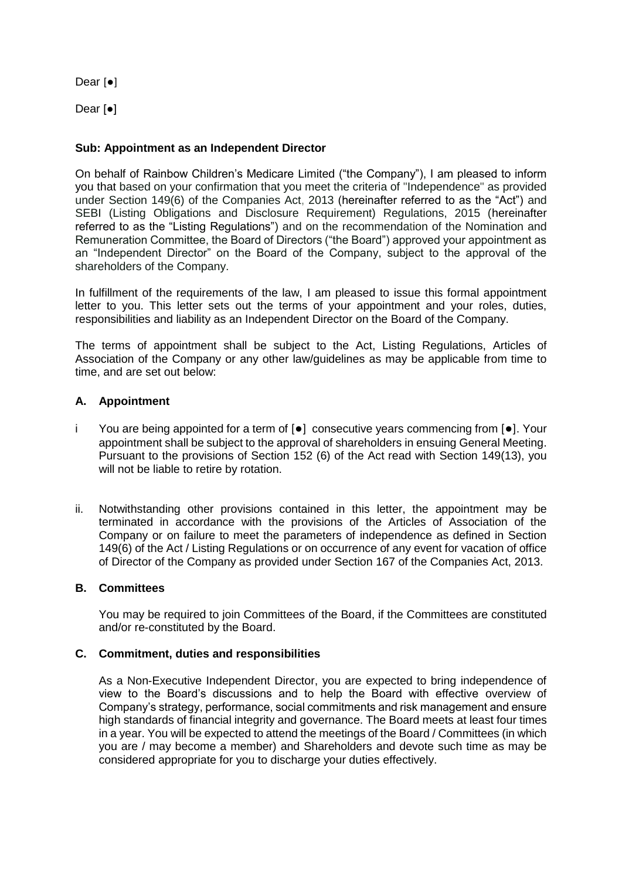Dear [●]

Dear [●]

**Sub: Appointment as an Independent Director**

On behalf of Rainbow Children's Medicare Limited ("the Company"), I am pleased to inform you that based on your confirmation that you meet the criteria of "Independence" as provided under Section 149(6) of the Companies Act, 2013 (hereinafter referred to as the "Act") and SEBI (Listing Obligations and Disclosure Requirement) Regulations, 2015 (hereinafter referred to as the "Listing Regulations") and on the recommendation of the Nomination and Remuneration Committee, the Board of Directors ("the Board") approved your appointment as an "Independent Director" on the Board of the Company, subject to the approval of the shareholders of the Company.

In fulfillment of the requirements of the law, I am pleased to issue this formal appointment letter to you. This letter sets out the terms of your appointment and your roles, duties, responsibilities and liability as an Independent Director on the Board of the Company.

The terms of appointment shall be subject to the Act, Listing Regulations, Articles of Association of the Company or any other law/guidelines as may be applicable from time to time, and are set out below:

### A. Appointment

i You are being appointed for a term of [●] consecutive years commencing from [●]. Your appointment shall be subject to the approval of shareholders in ensuing General Meeting. Pursuant to the provisions of Section 152 (6) of the Act read with Section 149(13), you will not be liable to retire by rotation.

ii. Notwithstanding other provisions contained in this letter, the appointment may be terminated in accordance with the provisions of the Articles of Association of the Company or on failure to meet the parameters of independence as defined in Section 149(6) of the Act / Listing Regulations or on occurrence of any event for vacation of office of Director of the Company as provided under Section 167 of the Companies Act, 2013.

### B. Committees

You may be required to join Committees of the Board, if the Committees are constituted and/or re-constituted by the Board.

### C. Commitment, duties and responsibilities

As a Non-Executive Independent Director, you are expected to bring independence of view to the Board's discussions and to help the Board with effective overview of Company's strategy, performance, social commitments and risk management and ensure high standards of financial integrity and governance. The Board meets at least four times in a year. You will be expected to attend the meetings of the Board / Committees (in which you are / may become a member) and Shareholders and devote such time as may be considered appropriate for you to discharge your duties effectively.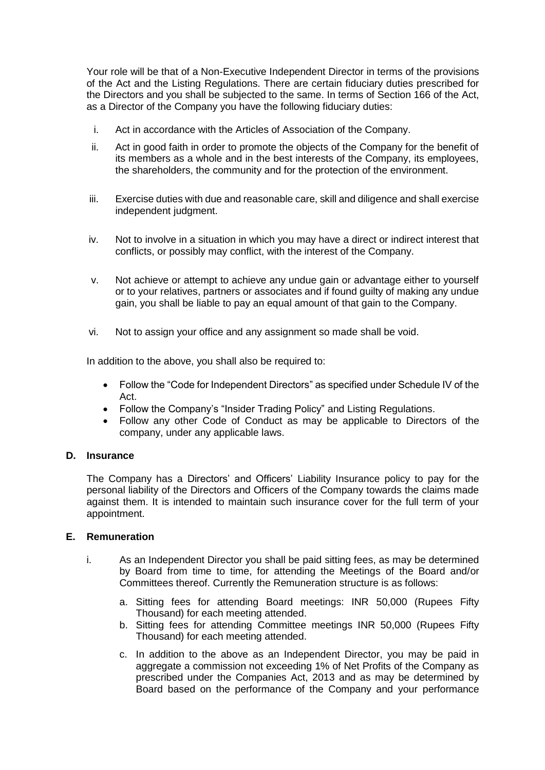Your role will be that of a Non-Executive Independent Director in terms of the provisions of the Act and the Listing Regulations. There are certain fiduciary duties prescribed for the Directors and you shall be subjected to the same. In terms of Section 166 of the Act, as a Director of the Company you have the following fiduciary duties:

i. Act in accordance with the Articles of Association of the Company.

ii. Act in good faith in order to promote the objects of the Company for the benefit of its members as a whole and in the best interests of the Company, its employees, the shareholders, the community and for the protection of the environment.

iii. Exercise duties with due and reasonable care, skill and diligence and shall exercise independent judgment.

iv. Not to involve in a situation in which you may have a direct or indirect interest that conflicts, or possibly may conflict, with the interest of the Company.

v. Not achieve or attempt to achieve any undue gain or advantage either to yourself or to your relatives, partners or associates and if found guilty of making any undue gain, you shall be liable to pay an equal amount of that gain to the Company.

vi. Not to assign your office and any assignment so made shall be void.

In addition to the above, you shall also be required to:

- Follow the "Code for Independent Directors" as specified under Schedule IV of the Act.
- Follow the Company's "Insider Trading Policy" and Listing Regulations.
- Follow any other Code of Conduct as may be applicable to Directors of the company, under any applicable laws.

### D. Insurance

The Company has a Directors' and Officers' Liability Insurance policy to pay for the personal liability of the Directors and Officers of the Company towards the claims made against them. It is intended to maintain such insurance cover for the full term of your appointment.

### E. Remuneration

i. As an Independent Director you shall be paid sitting fees, as may be determined by Board from time to time, for attending the Meetings of the Board and/or Committees thereof. Currently the Remuneration structure is as follows:

   a. Sitting fees for attending Board meetings: INR 50,000 (Rupees Fifty Thousand) for each meeting attended.
   b. Sitting fees for attending Committee meetings INR 50,000 (Rupees Fifty Thousand) for each meeting attended.
   c. In addition to the above as an Independent Director, you may be paid in aggregate a commission not exceeding 1% of Net Profits of the Company as prescribed under the Companies Act, 2013 and as may be determined by Board based on the performance of the Company and your performance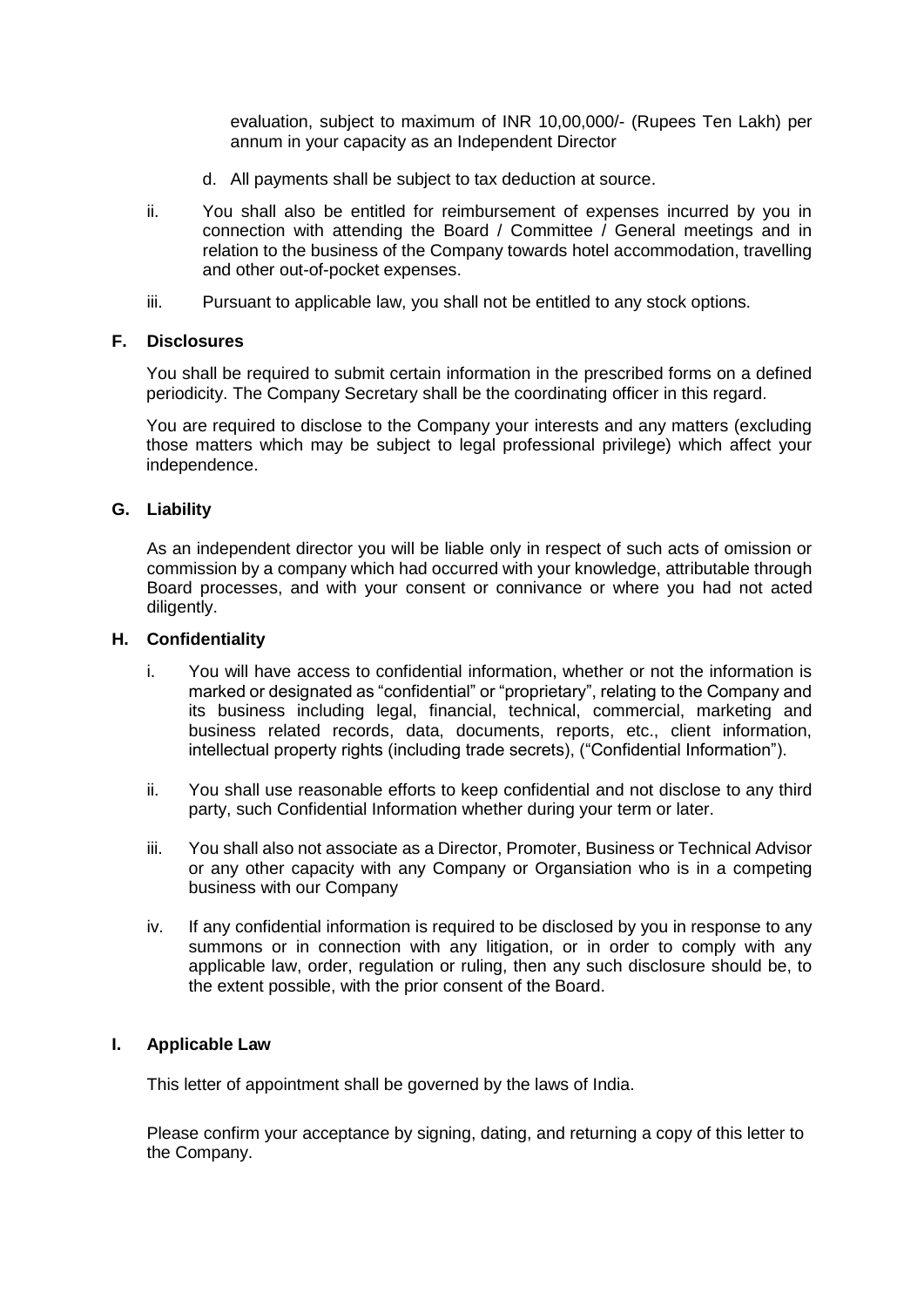evaluation, subject to maximum of INR 10,00,000/- (Rupees Ten Lakh) per annum in your capacity as an Independent Director

d. All payments shall be subject to tax deduction at source.

ii. You shall also be entitled for reimbursement of expenses incurred by you in connection with attending the Board / Committee / General meetings and in relation to the business of the Company towards hotel accommodation, travelling and other out-of-pocket expenses.

iii. Pursuant to applicable law, you shall not be entitled to any stock options.

**F. Disclosures**

You shall be required to submit certain information in the prescribed forms on a defined periodicity. The Company Secretary shall be the coordinating officer in this regard.

You are required to disclose to the Company your interests and any matters (excluding those matters which may be subject to legal professional privilege) which affect your independence.

**G. Liability**

As an independent director you will be liable only in respect of such acts of omission or commission by a company which had occurred with your knowledge, attributable through Board processes, and with your consent or connivance or where you had not acted diligently.

**H. Confidentiality**

i. You will have access to confidential information, whether or not the information is marked or designated as "confidential" or "proprietary", relating to the Company and its business including legal, financial, technical, commercial, marketing and business related records, data, documents, reports, etc., client information, intellectual property rights (including trade secrets), ("Confidential Information").

ii. You shall use reasonable efforts to keep confidential and not disclose to any third party, such Confidential Information whether during your term or later.

iii. You shall also not associate as a Director, Promoter, Business or Technical Advisor or any other capacity with any Company or Organsiation who is in a competing business with our Company

iv. If any confidential information is required to be disclosed by you in response to any summons or in connection with any litigation, or in order to comply with any applicable law, order, regulation or ruling, then any such disclosure should be, to the extent possible, with the prior consent of the Board.

**I. Applicable Law**

This letter of appointment shall be governed by the laws of India.

Please confirm your acceptance by signing, dating, and returning a copy of this letter to the Company.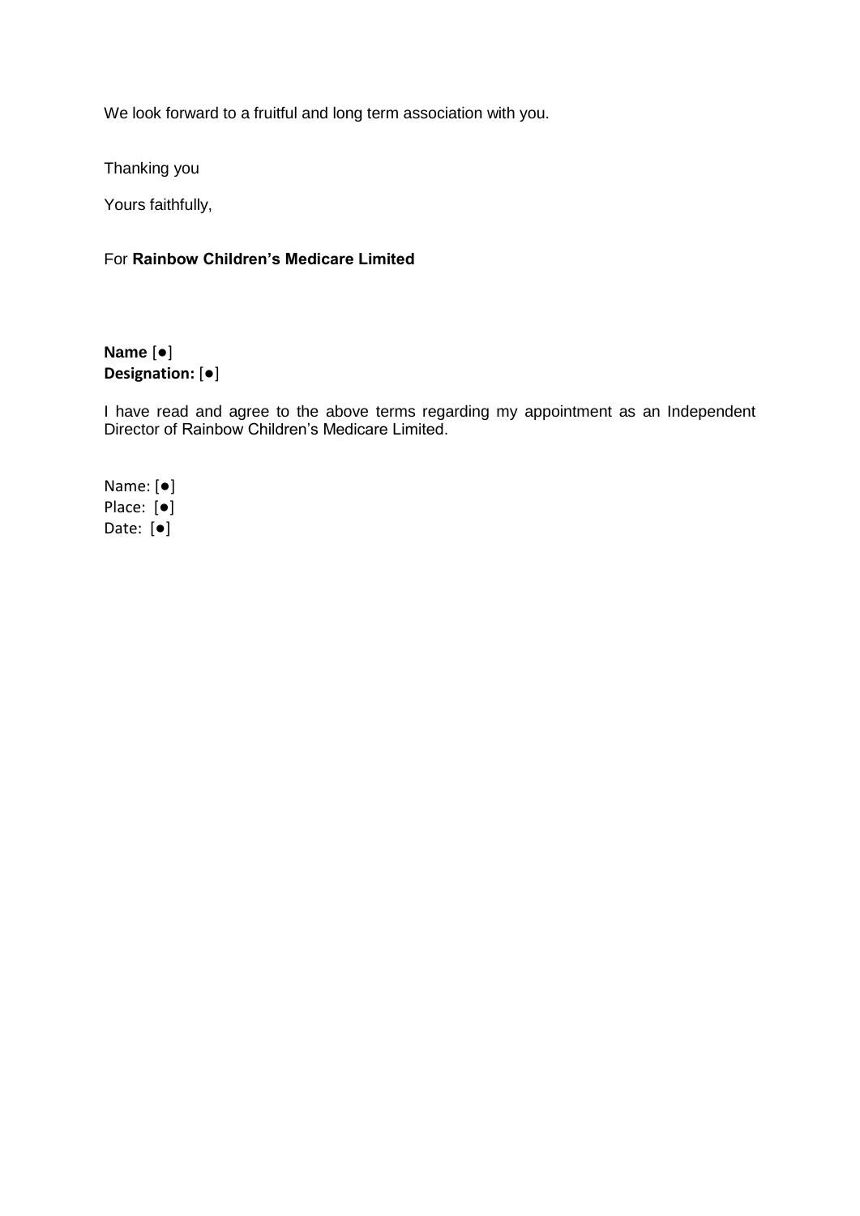We look forward to a fruitful and long term association with you.

Thanking you

Yours faithfully,

For **Rainbow Children's Medicare Limited**

**Name** [●]
**Designation:** [●]

I have read and agree to the above terms regarding my appointment as an Independent Director of Rainbow Children's Medicare Limited.

Name: [●]
Place: [●]
Date: [●]